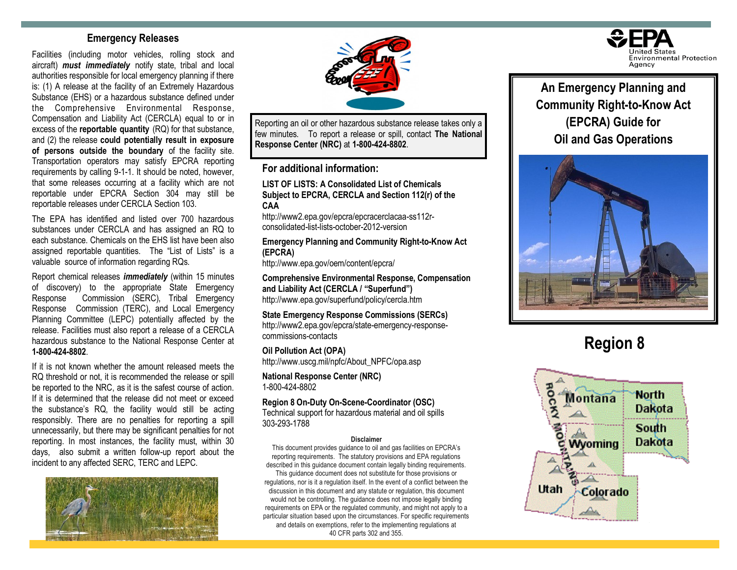## Emergency Releases

Facilities (including motor vehicles, rolling stock and aircraft) ***must immediately*** notify state, tribal and local authorities responsible for local emergency planning if there is: (1) A release at the facility of an Extremely Hazardous Substance (EHS) or a hazardous substance defined under the Comprehensive Environmental Response, Compensation and Liability Act (CERCLA) equal to or in excess of the **reportable quantity** (RQ) for that substance, and (2) the release **could potentially result in exposure of persons outside the boundary** of the facility site. Transportation operators may satisfy EPCRA reporting requirements by calling 9-1-1. It should be noted, however, that some releases occurring at a facility which are not reportable under EPCRA Section 304 may still be reportable releases under CERCLA Section 103.

The EPA has identified and listed over 700 hazardous substances under CERCLA and has assigned an RQ to each substance. Chemicals on the EHS list have been also assigned reportable quantities. The "List of Lists" is a valuable source of information regarding RQs.

Report chemical releases ***immediately*** (within 15 minutes of discovery) to the appropriate State Emergency Response Commission (SERC), Tribal Emergency Response Commission (TERC), and Local Emergency Planning Committee (LEPC) potentially affected by the release. Facilities must also report a release of a CERCLA hazardous substance to the National Response Center at **1-800-424-8802**.

If it is not known whether the amount released meets the RQ threshold or not, it is recommended the release or spill be reported to the NRC, as it is the safest course of action. If it is determined that the release did not meet or exceed the substance's RQ, the facility would still be acting responsibly. There are no penalties for reporting a spill unnecessarily, but there may be significant penalties for not reporting. In most instances, the facility must, within 30 days, also submit a written follow-up report about the incident to any affected SERC, TERC and LEPC.

Reporting an oil or other hazardous substance release takes only a few minutes. To report a release or spill, contact **The National Response Center (NRC)** at **1-800-424-8802**.

## For additional information:

**LIST OF LISTS: A Consolidated List of Chemicals Subject to EPCRA, CERCLA and Section 112(r) of the CAA**
http://www2.epa.gov/epcra/epcracerclacaa-ss112r-consolidated-list-lists-october-2012-version

**Emergency Planning and Community Right-to-Know Act (EPCRA)**
http://www.epa.gov/oem/content/epcra/

**Comprehensive Environmental Response, Compensation and Liability Act (CERCLA / "Superfund")**
http://www.epa.gov/superfund/policy/cercla.htm

**State Emergency Response Commissions (SERCs)**
http://www2.epa.gov/epcra/state-emergency-response-commissions-contacts

**Oil Pollution Act (OPA)**
http://www.uscg.mil/npfc/About_NPFC/opa.asp

**National Response Center (NRC)**
1-800-424-8802

**Region 8 On-Duty On-Scene-Coordinator (OSC)**
Technical support for hazardous material and oil spills
303-293-1788

**Disclaimer**

This document provides guidance to oil and gas facilities on EPCRA's reporting requirements. The statutory provisions and EPA regulations described in this guidance document contain legally binding requirements. This guidance document does not substitute for those provisions or regulations, nor is it a regulation itself. In the event of a conflict between the discussion in this document and any statute or regulation, this document would not be controlling. The guidance does not impose legally binding requirements on EPA or the regulated community, and might not apply to a particular situation based upon the circumstances. For specific requirements and details on exemptions, refer to the implementing regulations at 40 CFR parts 302 and 355.

EPA United States Environmental Protection Agency

# An Emergency Planning and Community Right-to-Know Act (EPCRA) Guide for Oil and Gas Operations

## Region 8

Montana, North Dakota, South Dakota, Wyoming, Utah, Colorado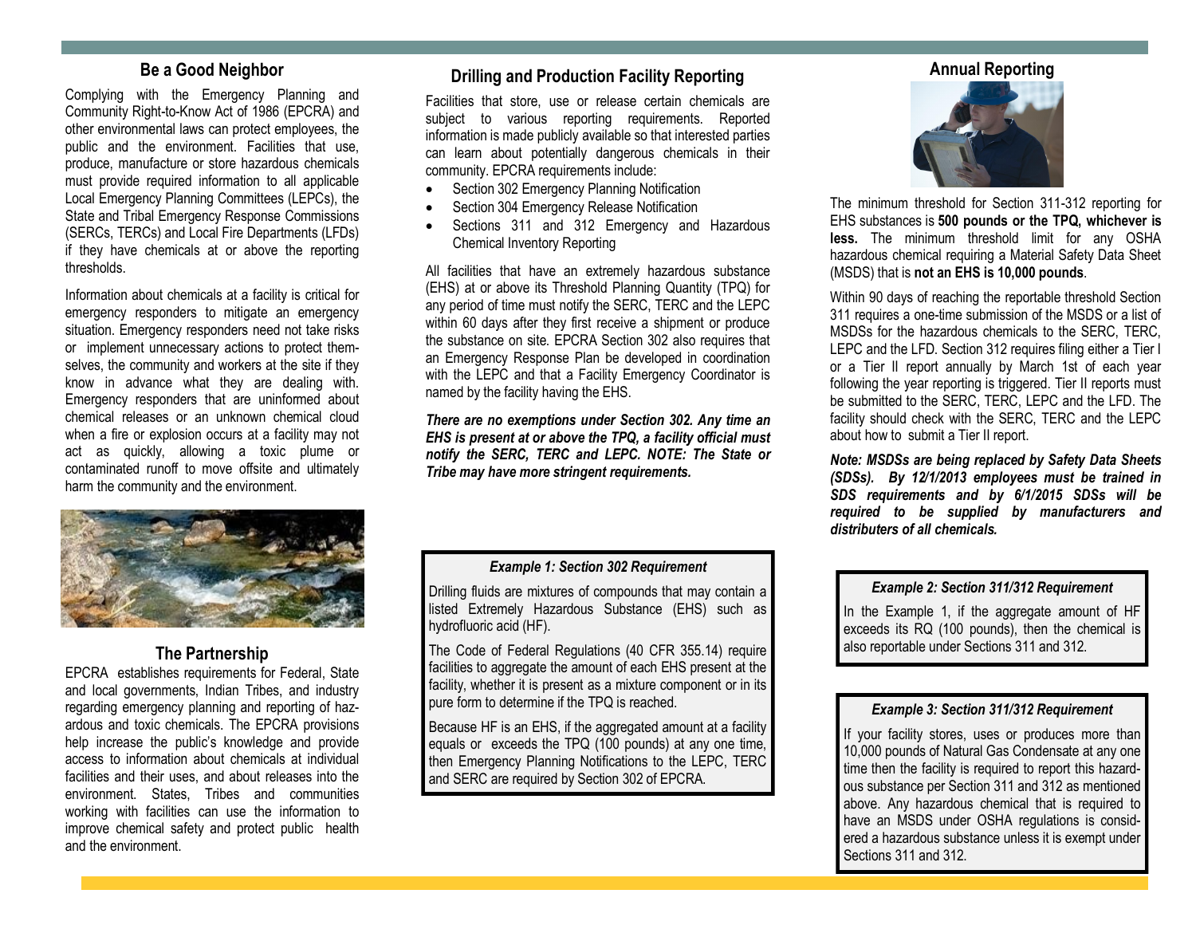## Be a Good Neighbor

Complying with the Emergency Planning and Community Right-to-Know Act of 1986 (EPCRA) and other environmental laws can protect employees, the public and the environment. Facilities that use, produce, manufacture or store hazardous chemicals must provide required information to all applicable Local Emergency Planning Committees (LEPCs), the State and Tribal Emergency Response Commissions (SERCs, TERCs) and Local Fire Departments (LFDs) if they have chemicals at or above the reporting thresholds.

Information about chemicals at a facility is critical for emergency responders to mitigate an emergency situation. Emergency responders need not take risks or implement unnecessary actions to protect themselves, the community and workers at the site if they know in advance what they are dealing with. Emergency responders that are uninformed about chemical releases or an unknown chemical cloud when a fire or explosion occurs at a facility may not act as quickly, allowing a toxic plume or contaminated runoff to move offsite and ultimately harm the community and the environment.

## The Partnership

EPCRA establishes requirements for Federal, State and local governments, Indian Tribes, and industry regarding emergency planning and reporting of hazardous and toxic chemicals. The EPCRA provisions help increase the public's knowledge and provide access to information about chemicals at individual facilities and their uses, and about releases into the environment. States, Tribes and communities working with facilities can use the information to improve chemical safety and protect public health and the environment.

## Drilling and Production Facility Reporting

Facilities that store, use or release certain chemicals are subject to various reporting requirements. Reported information is made publicly available so that interested parties can learn about potentially dangerous chemicals in their community. EPCRA requirements include:

- Section 302 Emergency Planning Notification
- Section 304 Emergency Release Notification
- Sections 311 and 312 Emergency and Hazardous Chemical Inventory Reporting

All facilities that have an extremely hazardous substance (EHS) at or above its Threshold Planning Quantity (TPQ) for any period of time must notify the SERC, TERC and the LEPC within 60 days after they first receive a shipment or produce the substance on site. EPCRA Section 302 also requires that an Emergency Response Plan be developed in coordination with the LEPC and that a Facility Emergency Coordinator is named by the facility having the EHS.

***There are no exemptions under Section 302. Any time an EHS is present at or above the TPQ, a facility official must notify the SERC, TERC and LEPC. NOTE: The State or Tribe may have more stringent requirements.***

### *Example 1: Section 302 Requirement*

Drilling fluids are mixtures of compounds that may contain a listed Extremely Hazardous Substance (EHS) such as hydrofluoric acid (HF).

The Code of Federal Regulations (40 CFR 355.14) require facilities to aggregate the amount of each EHS present at the facility, whether it is present as a mixture component or in its pure form to determine if the TPQ is reached.

Because HF is an EHS, if the aggregated amount at a facility equals or exceeds the TPQ (100 pounds) at any one time, then Emergency Planning Notifications to the LEPC, TERC and SERC are required by Section 302 of EPCRA.

## Annual Reporting

The minimum threshold for Section 311-312 reporting for EHS substances is **500 pounds or the TPQ, whichever is less.** The minimum threshold limit for any OSHA hazardous chemical requiring a Material Safety Data Sheet (MSDS) that is **not an EHS is 10,000 pounds**.

Within 90 days of reaching the reportable threshold Section 311 requires a one-time submission of the MSDS or a list of MSDSs for the hazardous chemicals to the SERC, TERC, LEPC and the LFD. Section 312 requires filing either a Tier I or a Tier II report annually by March 1st of each year following the year reporting is triggered. Tier II reports must be submitted to the SERC, TERC, LEPC and the LFD. The facility should check with the SERC, TERC and the LEPC about how to submit a Tier II report.

***Note: MSDSs are being replaced by Safety Data Sheets (SDSs). By 12/1/2013 employees must be trained in SDS requirements and by 6/1/2015 SDSs will be required to be supplied by manufacturers and distributers of all chemicals.***

### *Example 2: Section 311/312 Requirement*

In the Example 1, if the aggregate amount of HF exceeds its RQ (100 pounds), then the chemical is also reportable under Sections 311 and 312.

### *Example 3: Section 311/312 Requirement*

If your facility stores, uses or produces more than 10,000 pounds of Natural Gas Condensate at any one time then the facility is required to report this hazardous substance per Section 311 and 312 as mentioned above. Any hazardous chemical that is required to have an MSDS under OSHA regulations is considered a hazardous substance unless it is exempt under Sections 311 and 312.